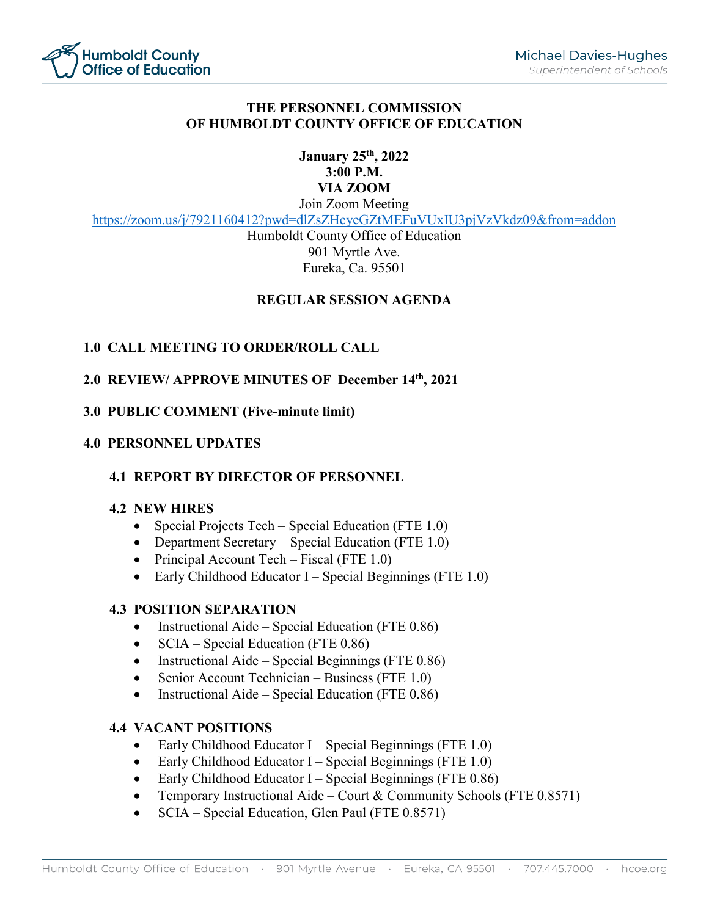Humboldt County Office of Education

Michael Davies-Hughes
*Superintendent of Schools*

# THE PERSONNEL COMMISSION OF HUMBOLDT COUNTY OFFICE OF EDUCATION

**January 25th, 2022**
**3:00 P.M.**
**VIA ZOOM**

Join Zoom Meeting
https://zoom.us/j/7921160412?pwd=dlZsZHcyeGZtMEFuVUxIU3pjVzVkdz09&from=addon
Humboldt County Office of Education
901 Myrtle Ave.
Eureka, Ca. 95501

## REGULAR SESSION AGENDA

### 1.0 CALL MEETING TO ORDER/ROLL CALL

### 2.0 REVIEW/ APPROVE MINUTES OF December 14th, 2021

### 3.0 PUBLIC COMMENT (Five-minute limit)

### 4.0 PERSONNEL UPDATES

#### 4.1 REPORT BY DIRECTOR OF PERSONNEL

#### 4.2 NEW HIRES

- Special Projects Tech – Special Education (FTE 1.0)
- Department Secretary – Special Education (FTE 1.0)
- Principal Account Tech – Fiscal (FTE 1.0)
- Early Childhood Educator I – Special Beginnings (FTE 1.0)

#### 4.3 POSITION SEPARATION

- Instructional Aide – Special Education (FTE 0.86)
- SCIA – Special Education (FTE 0.86)
- Instructional Aide – Special Beginnings (FTE 0.86)
- Senior Account Technician – Business (FTE 1.0)
- Instructional Aide – Special Education (FTE 0.86)

#### 4.4 VACANT POSITIONS

- Early Childhood Educator I – Special Beginnings (FTE 1.0)
- Early Childhood Educator I – Special Beginnings (FTE 1.0)
- Early Childhood Educator I – Special Beginnings (FTE 0.86)
- Temporary Instructional Aide – Court & Community Schools (FTE 0.8571)
- SCIA – Special Education, Glen Paul (FTE 0.8571)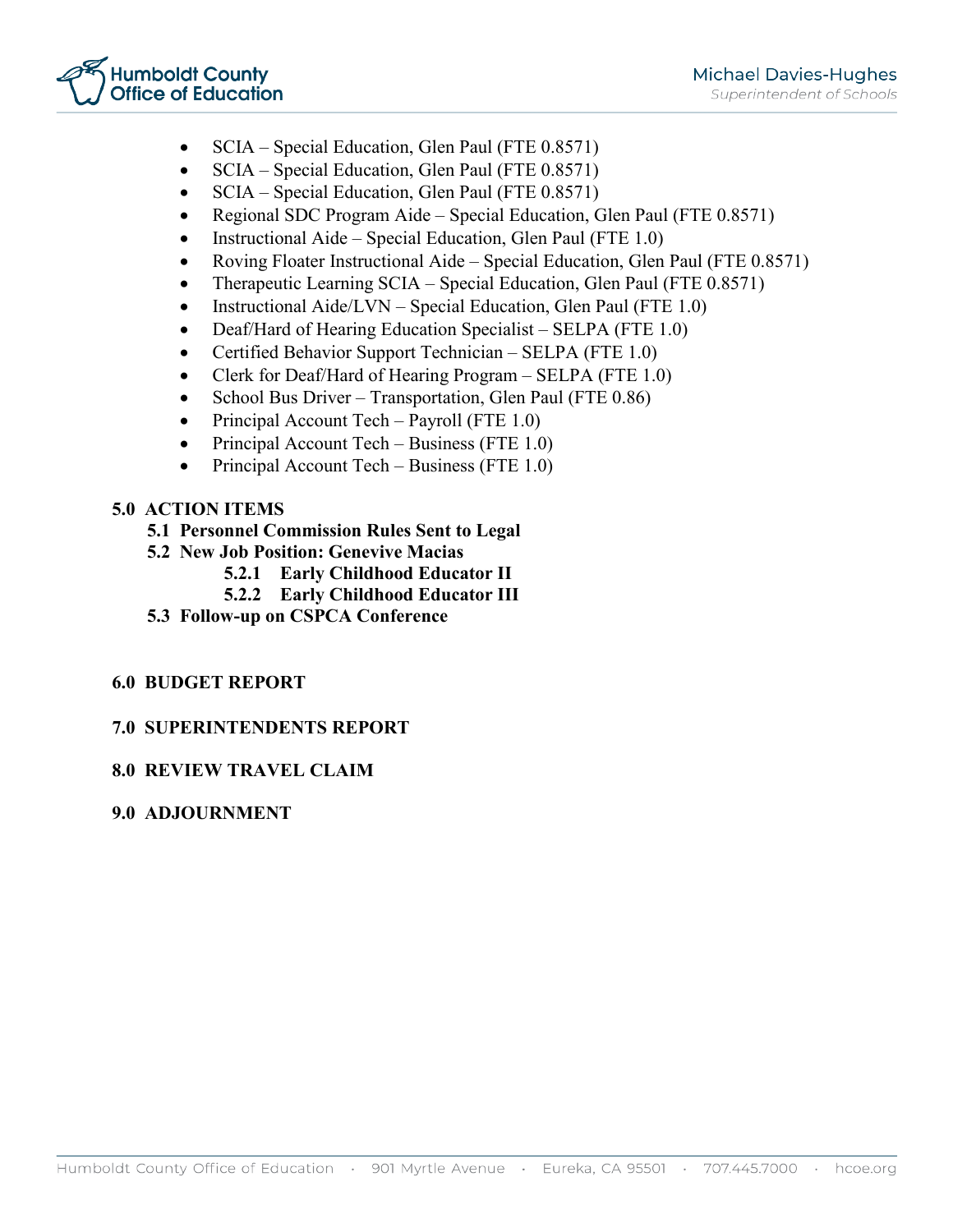- SCIA – Special Education, Glen Paul (FTE 0.8571)
- SCIA – Special Education, Glen Paul (FTE 0.8571)
- SCIA – Special Education, Glen Paul (FTE 0.8571)
- Regional SDC Program Aide – Special Education, Glen Paul (FTE 0.8571)
- Instructional Aide – Special Education, Glen Paul (FTE 1.0)
- Roving Floater Instructional Aide – Special Education, Glen Paul (FTE 0.8571)
- Therapeutic Learning SCIA – Special Education, Glen Paul (FTE 0.8571)
- Instructional Aide/LVN – Special Education, Glen Paul (FTE 1.0)
- Deaf/Hard of Hearing Education Specialist – SELPA (FTE 1.0)
- Certified Behavior Support Technician – SELPA (FTE 1.0)
- Clerk for Deaf/Hard of Hearing Program – SELPA (FTE 1.0)
- School Bus Driver – Transportation, Glen Paul (FTE 0.86)
- Principal Account Tech – Payroll (FTE 1.0)
- Principal Account Tech – Business (FTE 1.0)
- Principal Account Tech – Business (FTE 1.0)

**5.0 ACTION ITEMS**

**5.1 Personnel Commission Rules Sent to Legal**

**5.2 New Job Position: Genevive Macias**

**5.2.1 Early Childhood Educator II**

**5.2.2 Early Childhood Educator III**

**5.3 Follow-up on CSPCA Conference**

**6.0 BUDGET REPORT**

**7.0 SUPERINTENDENTS REPORT**

**8.0 REVIEW TRAVEL CLAIM**

**9.0 ADJOURNMENT**